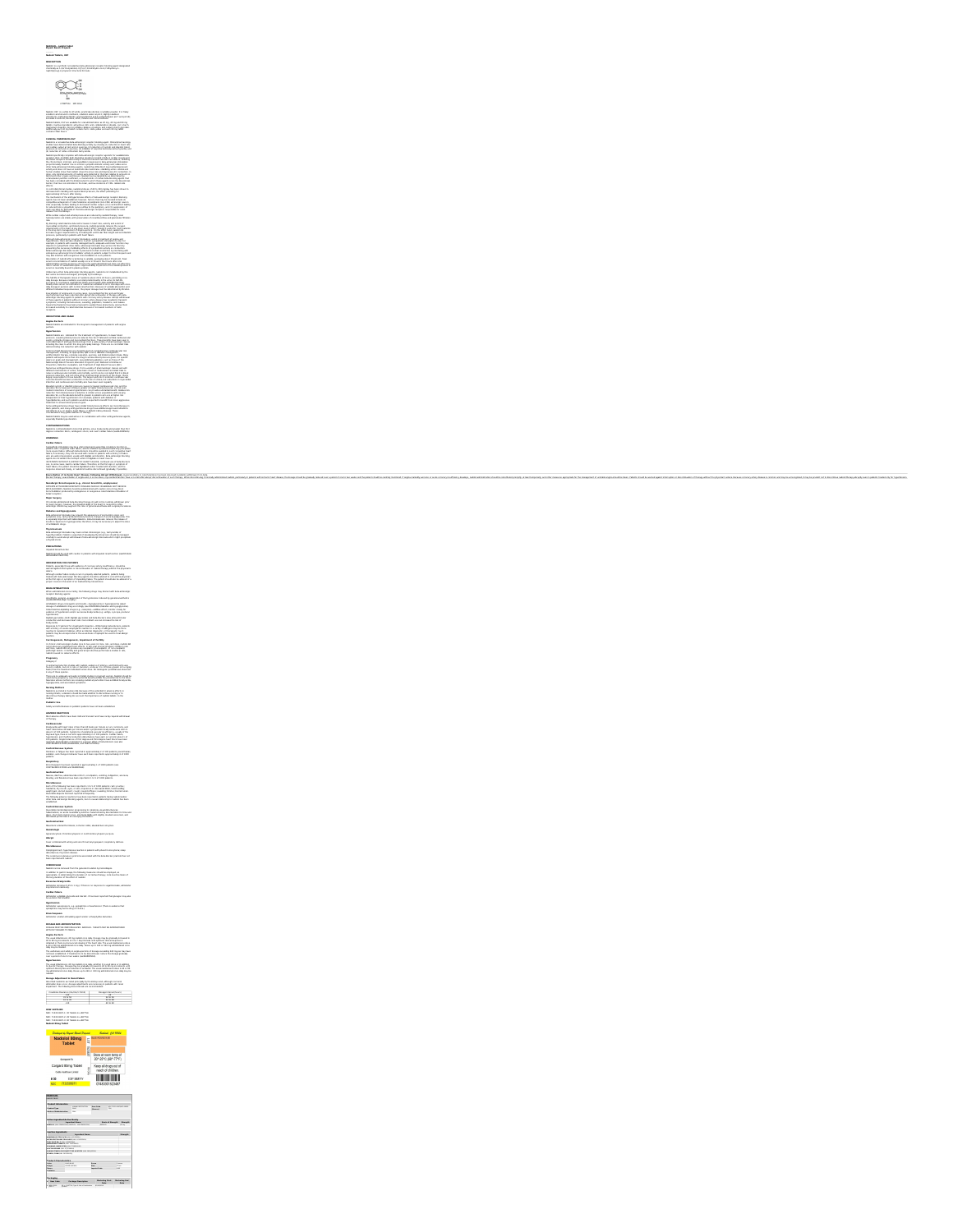**NADOLOL- nadolol tablet Bryant Ranch Prepack** ---------- **Nadolol Tablets, USP DESCRIPTION** Nadolol is a synthetic nonselective beta-adrenergic receptor blocking agentdesignated chemically as1-(tert-butylamino)-3-[(5,6,7,8-tetrahydro-cis-6,7-dihydroxy-1- naphthyl)oxy]-2-propanol. Structural formula:

 $\begin{picture}(180,10) \put(0,0){\line(1,0){10}} \put(10,0){\line(1,0){10}} \put(10,0){\line(1,0){10}} \put(10,0){\line(1,0){10}} \put(10,0){\line(1,0){10}} \put(10,0){\line(1,0){10}} \put(10,0){\line(1,0){10}} \put(10,0){\line(1,0){10}} \put(10,0){\line(1,0){10}} \put(10,0){\line(1,0){10}} \put(10,0){\line(1,0){10}} \put(10,0){\line($ 

irackálát is azokony, harvanny, elfrár, hintonu and trá hintonultúrus.<br>Katolickálásha, útók ara azoklást korola and alatokálást azok 2000 azok azoklást napja alatok 1943.<br>háború, hozskoz kipunkénik, arbýchran király arak,

Kanisto), USP- is a nahita to sell sahita, praetisally soloriess, crystallese perastier. It is freely<br>soloitie in admited and in methods ( sadalite in mater at pH 2, shiphly soloit).<br>chiameterm, methodsmenhistoly, isoerono

Cultural de PoddimiacCist.Co2H<br>Kashisti ka normale istratorista automorph resuptor biosking agent. Ciritoskytommarskogy<br>artistisch have demonstrated keskabistisch granivlijvlijv showing (2) restarista in have frater<br>and ca

 $\frac{1}{2}$  containing the set of the second containing above the property containing a state of the second containing the second containing the second containing the second containing the second containing the second conta dopy, uniq relatesi armunits of teadrals aren'ni destruire in the lacity relation to armistry.<br>Identification are argums and teachers. Academic has been depoinding as administrational projection.<br>And analyzed representatio

effects.<br>In controlled clinical studies, nadolol at doses of 40 to 320 mg/day has been shown to decrease both standing<br>decrease befit standing and supine blood pressure, the effect persisting for

approximately the trace of strength and the second term in the procedure of the second term of the second term<br>and the second term in the second state of the second term in the second term in the second term in<br>the second

naquinamanis, of the heart at any given least of effect, making it voels for many patients.<br>In the long larm management of anging periods. On the still without hand, natistically<br>Introduce organizer requirements be increas pomocov, particularly in positions with handed data.<br>Although Janka adverage compatibility in andeline books in a second in any low and Particular in the state of<br>hypothesis in , there are also shown in the state represent

endogenous adrenergic bronchodilator activity in patients subject to bronchospasm and may also interfere with exogenous bronchodilators in such patients. Absorption of nadolol after oral dosing is variable, averaging about30 percent. Peak serum concentrations of nadolol usually occur in three to fourhours after oral administration and the presence of food in the gastrointestinal tract does not affect the rate or extent of nadolol absorption. Approximately 30 percent of the nadolol present in serum is reversibly bound to plasma protein. Unlike many other beta-adrenergic blocking agents,nadolol is not metabolized by the liver and isexcreted unchanged, principally by the kidneys. The half-life of therapeutic doses ofnadolol is about 20 to 24 hours,permitting once- daily dosage. Because nadololis excreted predominantly in the urine,its half-life increases in renal failure (seePRECAUTIONS and DOSAGE AND ADMINISTRATION). Steady-state serum concentrations of nadolol are attained in six to nine days with once-daily dosage in persons with normalrenal function. Because of variable absorption and different individual responsiveness, the proper dosage must be determined by titration. Exacerbation of angina and, in some cases,myocardial infarction and ventricular

арабурганда Балак Баратары баш айыл аймагы баруу айыл ай оюнчу айылда.<br>14 Тарах Аррека Карабанга айылган кана баш айылган башка башкан башкан.<br>14 Тарах Аррека Карабанга айылган каналар айыр башкан башкан башкана башкан.<br>К

increased sensitivity to catecholamines because of increased numbers of beta receptors. **INDICATIONS AND USAGE Angina Pectoris** Nadolol tablets are indicated for the long-term managementof patients with angina pectoris. **Hypertension** Nadolol tablets are indicated for the treatment of hypertension, to lower blood pressure. Lowering blood pressure reduces the risk of fatal and nonfatal cardiovascular events, primarily strokes and myocardial infarctions. These benefits have been seen in controlled trials of antihypertensive drugs from a wide variety of pharmacologic classes including the class to which this drug principally belongs. There are no controlled trials

domometrating that resistrian with numbers<br>Contest of high historic protocore should be part of comprehensive continuum size this<br>and/agenesis, including, as appropriate, light motive, dailettes management.<br>and/artic sill

advice on goals and management, see published guidelines, such asthose of the National High Blood Pressure Education Program's Joint National Committee on Prevention, Detection, Evaluation, and Treatment of High Blood Pressure (JNC). Numerous antihypertensive drugs,from a varietyof pharmacologic classes and with different mechanisms of action, have been shown in randomized controlled trials to reduce cardiovascular morbidity and mortality, and it can be concluded that itis blood pressure reduction, and not some otherpharmacologic property of the drugs,that is largely responsible for those benefits. The largest and mostconsistent cardiovascular outcome benefit has been a reduction in the risk ofstroke, but reductions in myocardial infarction and cardiovascular mortality also have been seen regularly. Elevated systolic or diastolic pressure causes increased cardiovascular risk, and the absolute risk increase per mmHg isgreater at higher blood pressures, so thateven modest reductions of severe hypertension can provide substantial benefit. Relative risk reduction from blood pressure reduction issimilar across populations with varying absolute risk, so the absolute benefit is greater in patients who are at higher risk independent of their hypertension (for example, patients with diabetes orhyperlipidemia), and such patients would be expected to benefit from more aggressive treatment to a lower blood pressure goal. Some antihypertensive drugs have smaller blood pressure effects (as monotherapy) in black patients, and many antihypertensive drugs have additional approved indications and effects (e.g.on angina,heart failure, or diabetic kidney disease). These considerations may guide selection of therapy. Nadolol tablets may be used alone or in combination with otherantihypertensive agents, especially thiazide-type diuretics. **CONTRAINDICATIONS**

Nadolol is contraindicated in bronchial asthma, sinus bradycardia and greater than first degree conduction block,cardiogenic shock, and overtcardiac failure (seeWARNINGS). **WARNINGS Cardiac Failure** Sympathetic stimulation may be a vital component supporting circulatory function in patients with congestive heartfailure, and itsinhibition by beta-blockade may precipitate more severe failure. Although beta-blockers should be avoided in overtcongestive heart failure, if necessary, they can be used with caution in patients with a history of failure who are well-compensated, usually with digitalis and diuretics. Beta-adrenergic blocking agents do not abolish the inotropic action of digitalis on heartmuscle. IN PATIENTS WITHOUT A HISTORY OF HEART FAILURE, continued use ofbeta-blockers can, in some cases,lead to cardiac failure. Therefore, at the first sign or symptom of heart failure, the patient should be digitalized and/or treated with diuretics, and the response observed closely,or nadolol should be discontinued (gradually, if possible).

**Exacerbation of Ischemic Heart Disease Following Abrupt Withdrawal**—Hypersensitivity to catecholamines has been observed in patients withdrawn from beta- blocker therapy; exacerbation of angina and, in some cases,myocardial infarction have occurred afterabrupt discontinuation of such therapy. When discontinuing chronically administered nadolol, particularly in patients with ischemic heart disease, the dosage should be gradually reduced overa period of one to two weeks and the patient should be carefully monitored. If angina markedly worsens oracute coronary insufficiency develops, nadolol administration should be reinstituted promptly, at least temporarily, and other measures appropriate for the management of unstable angina should be taken.Patients should be warned against interruption or discontinuation of therapy without the physician's advice. Because coronary artery disease iscommon and may be unrecognized, it may be prudent not to discontinue nadololtherapy abruptly even in patients treated only for hypertension. **Nonallergic Bronchospasm (e.g., chronic bronchitis, emphysema)** PATIENTS WITH BRONCHOSPASTIC DISEASES SHOULD IN GENERAL NOT RECEIVE BETA-BLOCKERS. Nadolol should be administered with caution since it may block bronchodilation produced by endogenous orexogenous catecholamine stimulation of beta2 receptors. **Major Surgery** Chronically administered beta-blocking therapy should not be routinely withdrawn prior to major surgery; however, the impaired ability of the heart to respond to reflex adrenergic stimuli may augment the risks of general anesthesia and surgicalprocedures. **Diabetes and Hypoglycemia**

ilinta attirorumja inisukasis mag pravami tira appuanarum of pramunikary higna, mot<br>kympiorma (ing., kankyounida and kisosi pramasara champes) of acude hypoglycemia. This<br>inapportati in magnetica solis kisko dalaminu. Kata

Thyredonionsh<br>Intantiversity historic may must cortain sintatique (e.g., tastycoria)<br>typority mission. Palamin suspected of developing thyrelexican's should be managed<br>cortain in amid alreat withdrawal of lasta advenople b

**PRECAUTIONS<br>Isopaired Renal Function**<br>Isobald should be used with saution in patients with impaired renal function (seeDOSAGE<br>ANDADMINISTRATION).

aar Carana (kan ka ka ka ka ka ka marang sang pang pang lang dan sa ka sa ka sa karana).<br>Malaysia ng pang lang ka sa ka sa ka sa karana ng pang lang sa pang pang sa kata bag pang lang sa ka-sa sa ka<br>Malaysia ng pang lang k

giant de Maria Constant<br>1990 - Antonio Gardinaldo II (n. 1930)<br>1990 - Antonio Gardinaldo II (n. 1930)<br>1990 - Antonio Gardinaldo II (n. 1930)<br>1990 - Antonio Gardinaldo II (n. 1930)<br>1990 - Antonio Gardinaldo II (n. 1930)<br>19

with a history of severe anaphylactic reaction to a variety of allergens may be more.<br>reaction to repeated challenge, either accidental, diagnostic, or therapeutic. Such reaction.<br>reaction.

patients may be unresponsive to the usual doses of epinephrine used to treatallergic **Carcinogenesis, Mutagenesis, Impairment of Fertility** In chronic oral toxicologic studies (one to two years) in mice, rats, and dogs,nadolol did not produce any significant toxic effects. In two-year oral carcinogenic studies in rats and mice, nadolol did not produce any neoplastic, preneoplastic, or non-neoplastic pathologic lesions. In fertility and generalreproductive performance studies in rats, nadolol caused no adverse effects. **Pregnancy** Category C In animal reproduction studies with nadolol,evidence of embryo- and fetotoxicity was in any ofthese species.

Look (and selected that all the state and selected that the first particular interaction of the state of the state of the state of the state of the state of the state of the state of the state of the state of the state of

**Pediatric Use** Safety and effectiveness in pediatric patients have not been established.

abbettu alan kerkoa.<br>1946 - Andrea Andrea de Amerika eta Andrea den arte hartzen eta eta ezkin ezkin ezkin ezki<br>1948 - Andrea Andrea de Amerika eta Andrea de Amerika eta Andrea eta Andrea eta Andrea Andrea<br>1948 - Andrea de

Central Barrows Rydom<br>Districts of Edges Into James regarded in approximately 2 of 200 potterior presentation,<br>Districts, and champs in Intonials State and have reported in approximately 8 of 2000<br>Barrowskins - Into James

Generalistica del miso del miso de contrato, completivo, combina del miso del miso del miso del miso del miso<br>Ancora del miso del miso del miso del miso del miso del miso del miso del miso del miso del miso del miso del<br>Mi

**Central Nervous System**<br>Reversible mental depression progressing to catatonia; visual disturbances;<br>John John Henri mental systematic symbolic or neuropsychometrics.<br>plus, showing and performance on neuropsychometrics.<br>de

hallucinations; an acute reversible syndrome characterized by disorientation for time and place, short-term memoryloss, emotional lability with slightly clouded sensorium, and **Gastrointestinal** Mesenteric arterial thrombosis; ischemic colitis; elevated liverenzymes. **Hematologic** Agranulocytosis; thrombocytopenic or nonthrombocytopenic purpura. **Allergic** Fever combined with aching and sore throat;laryngospasm; respiratory distress. **Miscellaneous** Pemphigoid rash; hypertensive reaction in patients with pheochromocytoma; sleep disturbances; Peyronie's disease. The oculomucocutaneous syndrome associated with the beta-blocker practolol has notbeen reported with nadolol.**OVERDOSAGE** Nadolol can be removed from the generalcirculation by hemodialysis. In addition to gastric lavage, the following measures should be employed, as appropriate. In determining the duration of corrective therapy, note must be taken of the long duration of the effect of nadolol. **Excessive Bradycardia** Administer atropine (0.25 to 1 mg).If there isno response to vagalblockade, administer isoproterenol cautiously. **Cardiac Failure** Administer a digitalis glycoside and diuretic. It has been reported that glucagon may also be useful in this situation. **Hypotension** Administer vasopressors, e.g. epinephrine or levarterenol. (There isevidence thatepinephrine may be the drug of choice.) **Bronchospasm** Administer a beta2-stimulating agentand/or a theophylline derivative. **DOSAGE AND ADMINISTRATION** DOSAGE MUST BE INDIVIDUALIZED. NADOLOL TABLETS MAY BE ADMINISTERED WITHOUT REGARD TO MEALS.**Angina Pectoris** The usual initial dose is40 mg nadololonce daily. Dosage may be gradually increased in

<sup>40</sup> to <sup>80</sup> mg increments at3 to <sup>7</sup> day intervals until optimum clinical response isobtained or there ispronounced slowing of the heartrate. The usual maintenance dose is 40 or 80 mg administered once daily.Doses up to 160 or 240 mg administered once daily may be needed. The usefulness and safety in angina pectoris of dosage exceeding 240 mg per day have not been established. If treatment is to be discontinued, reduce the dosage gradually over a period of one to two weeks (seeWARNINGS). **Hypertension** The usual initial dose is40 mg nadololonce daily, whether it is used alone or in addition to diuretic therapy. Dosage may be gradually increased in <sup>40</sup> to <sup>80</sup> mg increments untiloptimum blood pressure reduction isachieved. The usual maintenance dose is40 or <sup>80</sup> mg administered once daily. Doses up to 240 or 320 mg administered once daily may be needed. **Dosage Adjustment in Renal Failure** Absorbed nadololis excreted principally by the kidneys and,although nonrenalelimination does occur, dosage adjustments are necessary in patients with renal impairment. The following dose intervals are recommended:

Creatinine Clearance (mL/min/1.73m2) Dosage Interval(hours) >50 24 31 to 50 24 to 36 10 to 30 24 to 48 <10 40 to 60 **HOW SUPPLIED** NDC: 71335-0697-1: 30 Tablets in a BOTTLE NDC: 71335-0697-2: 28 Tablets in a BOTTLE NDC: 71335-0697-3: 90 Tablets in a BOTTLE **Nadolol 80mg Tablet**

**NADOLOL Product Information Item Code (Source)** NDC:71335-0697(NDC:68382- 734)

**Product Type** HUMAN PRESCRIPTION DRUG **Route of Administration** ORAL **Active Ingredient/Active Moiety Ingredient Name Basis of Strength Strength NADOLOL** (UNII:FEN504330V) (NADOLOL - UNII:FEN504330V) NADOLOL 80 mg **Inactive Ingredients Ingredient Name Strength ANHYDROUS CITRIC ACID** (UNII: XF417D3PSL) **MICROCRYSTALLINE CELLULOSE** (UNII: OP1R32D61U) **FD&C BLUE NO. 2** (UNII: L06K8R7DQK) **MAGNESIUM STEARATE** (UNII: 70097M6I30) **POVIDONE, UNSPECIFIED** (UNII: FZ989GH94E) **SILICON DIOXIDE** (UNII: ETJ7Z6XBU4) **SODIUM STARCH GLYCOLATE TYPE A POTATO** (UNII: 5856J3G2A2) **STARCH, CORN** (UNII: O8232NY3SJ)

**Product Characteristics**<br>Coloradius — Exclusive Shapee Round (ROUND)<br>Shapee Round (ROUND)<br>Codeen Round (ROUND)<br>Codeen Round

ծածայից<br>4 համաձայ - Բանակա Բաստայիաս - Բանակայիասի | Բանակայիաս<br>- Մարդիոն - Մարդիաս - Արտարանի - Մարդիասի | Բանակայիասի